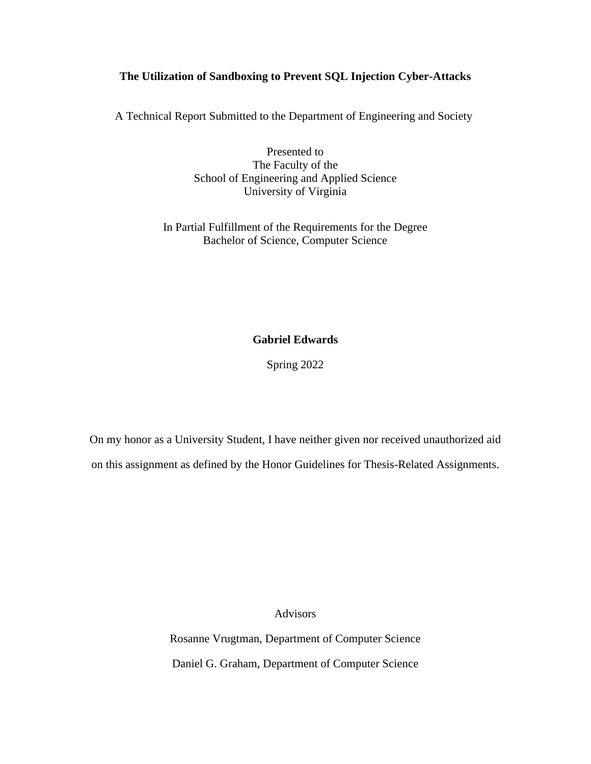**The Utilization of Sandboxing to Prevent SQL Injection Cyber-Attacks**

A Technical Report Submitted to the Department of Engineering and Society

Presented to
The Faculty of the
School of Engineering and Applied Science
University of Virginia

In Partial Fulfillment of the Requirements for the Degree
Bachelor of Science, Computer Science

**Gabriel Edwards**

Spring 2022

On my honor as a University Student, I have neither given nor received unauthorized aid on this assignment as defined by the Honor Guidelines for Thesis-Related Assignments.

Advisors

Rosanne Vrugtman, Department of Computer Science

Daniel G. Graham, Department of Computer Science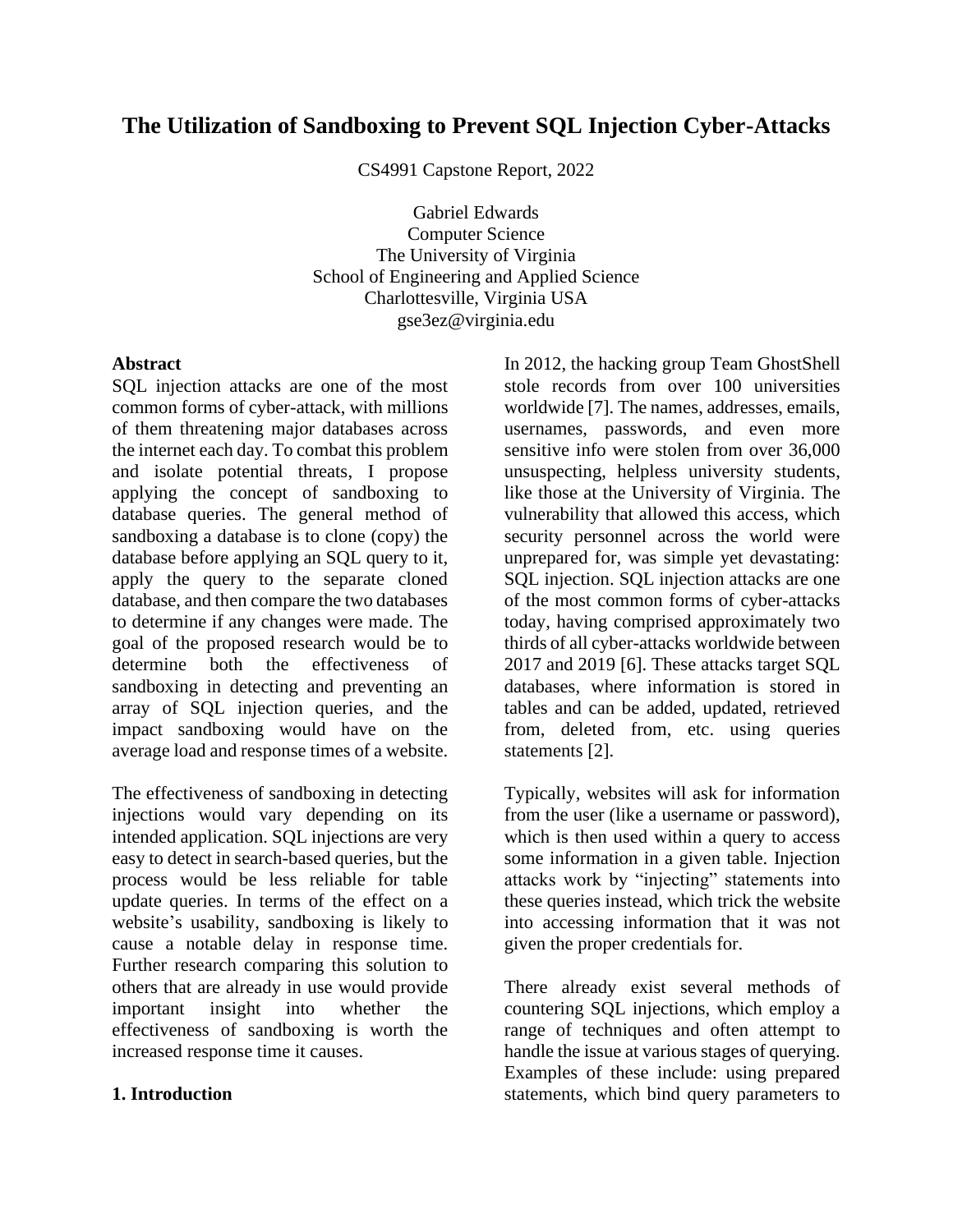# The Utilization of Sandboxing to Prevent SQL Injection Cyber-Attacks

CS4991 Capstone Report, 2022

Gabriel Edwards
Computer Science
The University of Virginia
School of Engineering and Applied Science
Charlottesville, Virginia USA
gse3ez@virginia.edu

**Abstract**

SQL injection attacks are one of the most common forms of cyber-attack, with millions of them threatening major databases across the internet each day. To combat this problem and isolate potential threats, I propose applying the concept of sandboxing to database queries. The general method of sandboxing a database is to clone (copy) the database before applying an SQL query to it, apply the query to the separate cloned database, and then compare the two databases to determine if any changes were made. The goal of the proposed research would be to determine both the effectiveness of sandboxing in detecting and preventing an array of SQL injection queries, and the impact sandboxing would have on the average load and response times of a website.

The effectiveness of sandboxing in detecting injections would vary depending on its intended application. SQL injections are very easy to detect in search-based queries, but the process would be less reliable for table update queries. In terms of the effect on a website's usability, sandboxing is likely to cause a notable delay in response time. Further research comparing this solution to others that are already in use would provide important insight into whether the effectiveness of sandboxing is worth the increased response time it causes.

## 1. Introduction

In 2012, the hacking group Team GhostShell stole records from over 100 universities worldwide [7]. The names, addresses, emails, usernames, passwords, and even more sensitive info were stolen from over 36,000 unsuspecting, helpless university students, like those at the University of Virginia. The vulnerability that allowed this access, which security personnel across the world were unprepared for, was simple yet devastating: SQL injection. SQL injection attacks are one of the most common forms of cyber-attacks today, having comprised approximately two thirds of all cyber-attacks worldwide between 2017 and 2019 [6]. These attacks target SQL databases, where information is stored in tables and can be added, updated, retrieved from, deleted from, etc. using queries statements [2].

Typically, websites will ask for information from the user (like a username or password), which is then used within a query to access some information in a given table. Injection attacks work by "injecting" statements into these queries instead, which trick the website into accessing information that it was not given the proper credentials for.

There already exist several methods of countering SQL injections, which employ a range of techniques and often attempt to handle the issue at various stages of querying. Examples of these include: using prepared statements, which bind query parameters to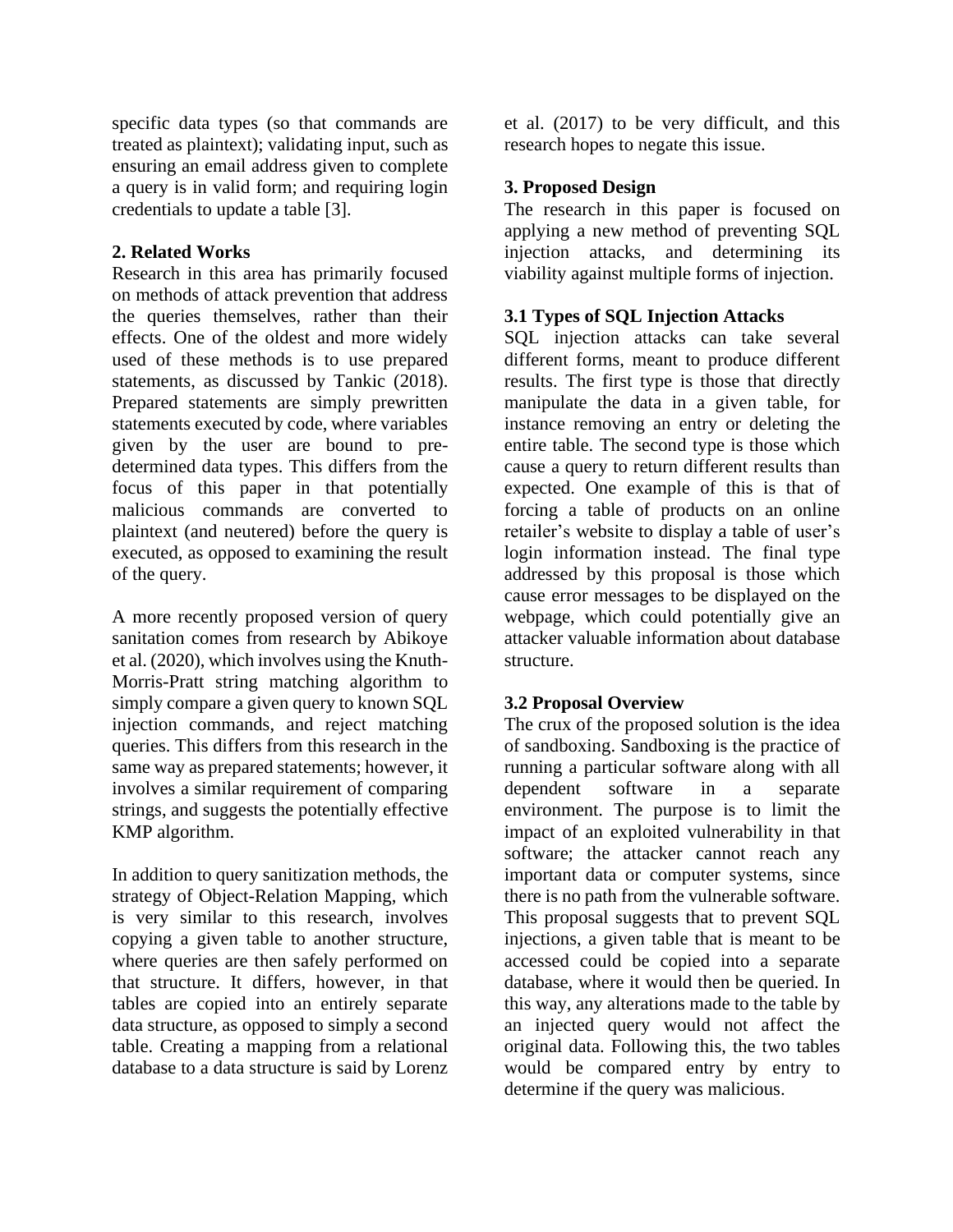specific data types (so that commands are treated as plaintext); validating input, such as ensuring an email address given to complete a query is in valid form; and requiring login credentials to update a table [3].

## 2. Related Works

Research in this area has primarily focused on methods of attack prevention that address the queries themselves, rather than their effects. One of the oldest and more widely used of these methods is to use prepared statements, as discussed by Tankic (2018). Prepared statements are simply prewritten statements executed by code, where variables given by the user are bound to pre-determined data types. This differs from the focus of this paper in that potentially malicious commands are converted to plaintext (and neutered) before the query is executed, as opposed to examining the result of the query.

A more recently proposed version of query sanitation comes from research by Abikoye et al. (2020), which involves using the Knuth-Morris-Pratt string matching algorithm to simply compare a given query to known SQL injection commands, and reject matching queries. This differs from this research in the same way as prepared statements; however, it involves a similar requirement of comparing strings, and suggests the potentially effective KMP algorithm.

In addition to query sanitization methods, the strategy of Object-Relation Mapping, which is very similar to this research, involves copying a given table to another structure, where queries are then safely performed on that structure. It differs, however, in that tables are copied into an entirely separate data structure, as opposed to simply a second table. Creating a mapping from a relational database to a data structure is said by Lorenz et al. (2017) to be very difficult, and this research hopes to negate this issue.

## 3. Proposed Design

The research in this paper is focused on applying a new method of preventing SQL injection attacks, and determining its viability against multiple forms of injection.

### 3.1 Types of SQL Injection Attacks

SQL injection attacks can take several different forms, meant to produce different results. The first type is those that directly manipulate the data in a given table, for instance removing an entry or deleting the entire table. The second type is those which cause a query to return different results than expected. One example of this is that of forcing a table of products on an online retailer's website to display a table of user's login information instead. The final type addressed by this proposal is those which cause error messages to be displayed on the webpage, which could potentially give an attacker valuable information about database structure.

### 3.2 Proposal Overview

The crux of the proposed solution is the idea of sandboxing. Sandboxing is the practice of running a particular software along with all dependent software in a separate environment. The purpose is to limit the impact of an exploited vulnerability in that software; the attacker cannot reach any important data or computer systems, since there is no path from the vulnerable software. This proposal suggests that to prevent SQL injections, a given table that is meant to be accessed could be copied into a separate database, where it would then be queried. In this way, any alterations made to the table by an injected query would not affect the original data. Following this, the two tables would be compared entry by entry to determine if the query was malicious.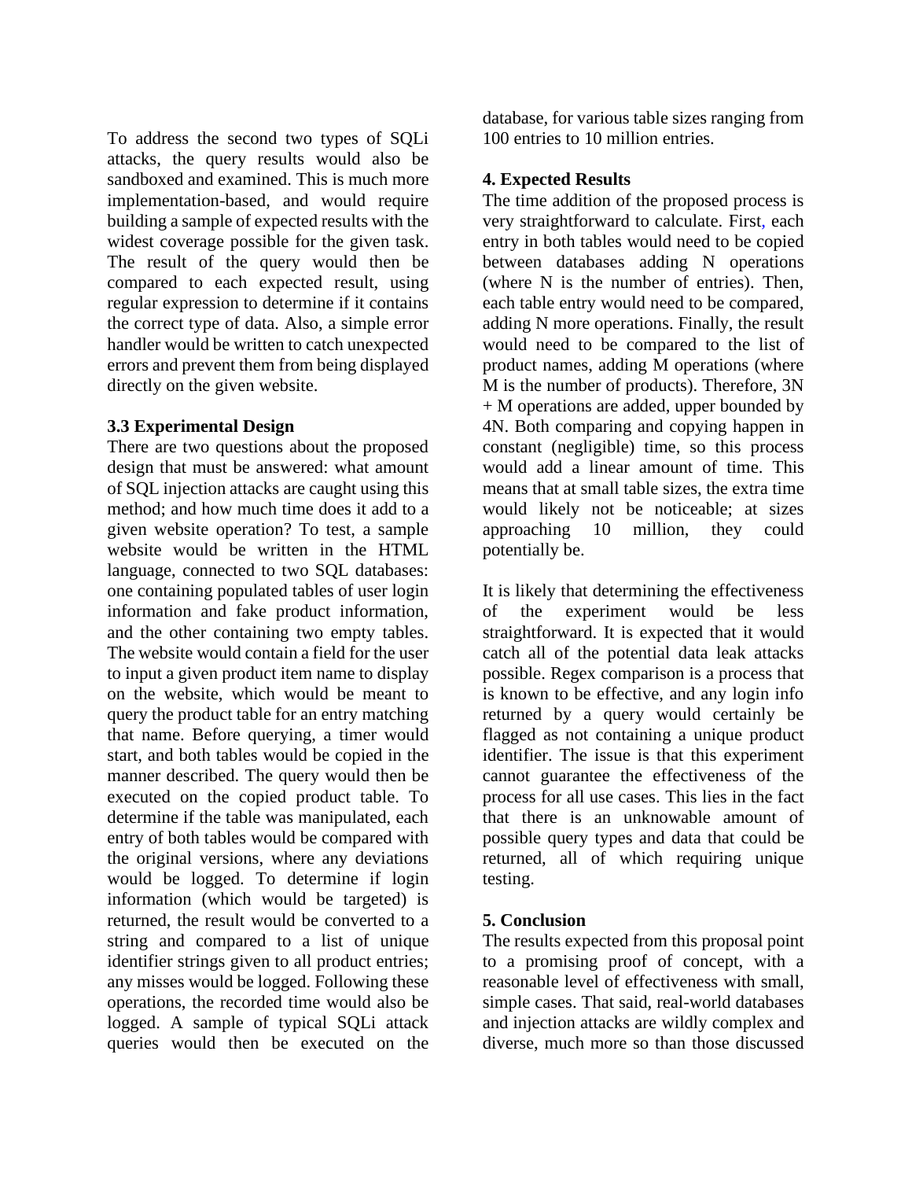To address the second two types of SQLi attacks, the query results would also be sandboxed and examined. This is much more implementation-based, and would require building a sample of expected results with the widest coverage possible for the given task. The result of the query would then be compared to each expected result, using regular expression to determine if it contains the correct type of data. Also, a simple error handler would be written to catch unexpected errors and prevent them from being displayed directly on the given website.

### 3.3 Experimental Design

There are two questions about the proposed design that must be answered: what amount of SQL injection attacks are caught using this method; and how much time does it add to a given website operation? To test, a sample website would be written in the HTML language, connected to two SQL databases: one containing populated tables of user login information and fake product information, and the other containing two empty tables. The website would contain a field for the user to input a given product item name to display on the website, which would be meant to query the product table for an entry matching that name. Before querying, a timer would start, and both tables would be copied in the manner described. The query would then be executed on the copied product table. To determine if the table was manipulated, each entry of both tables would be compared with the original versions, where any deviations would be logged. To determine if login information (which would be targeted) is returned, the result would be converted to a string and compared to a list of unique identifier strings given to all product entries; any misses would be logged. Following these operations, the recorded time would also be logged. A sample of typical SQLi attack queries would then be executed on the database, for various table sizes ranging from 100 entries to 10 million entries.

## 4. Expected Results

The time addition of the proposed process is very straightforward to calculate. First, each entry in both tables would need to be copied between databases adding N operations (where N is the number of entries). Then, each table entry would need to be compared, adding N more operations. Finally, the result would need to be compared to the list of product names, adding M operations (where M is the number of products). Therefore, 3N + M operations are added, upper bounded by 4N. Both comparing and copying happen in constant (negligible) time, so this process would add a linear amount of time. This means that at small table sizes, the extra time would likely not be noticeable; at sizes approaching 10 million, they could potentially be.

It is likely that determining the effectiveness of the experiment would be less straightforward. It is expected that it would catch all of the potential data leak attacks possible. Regex comparison is a process that is known to be effective, and any login info returned by a query would certainly be flagged as not containing a unique product identifier. The issue is that this experiment cannot guarantee the effectiveness of the process for all use cases. This lies in the fact that there is an unknowable amount of possible query types and data that could be returned, all of which requiring unique testing.

## 5. Conclusion

The results expected from this proposal point to a promising proof of concept, with a reasonable level of effectiveness with small, simple cases. That said, real-world databases and injection attacks are wildly complex and diverse, much more so than those discussed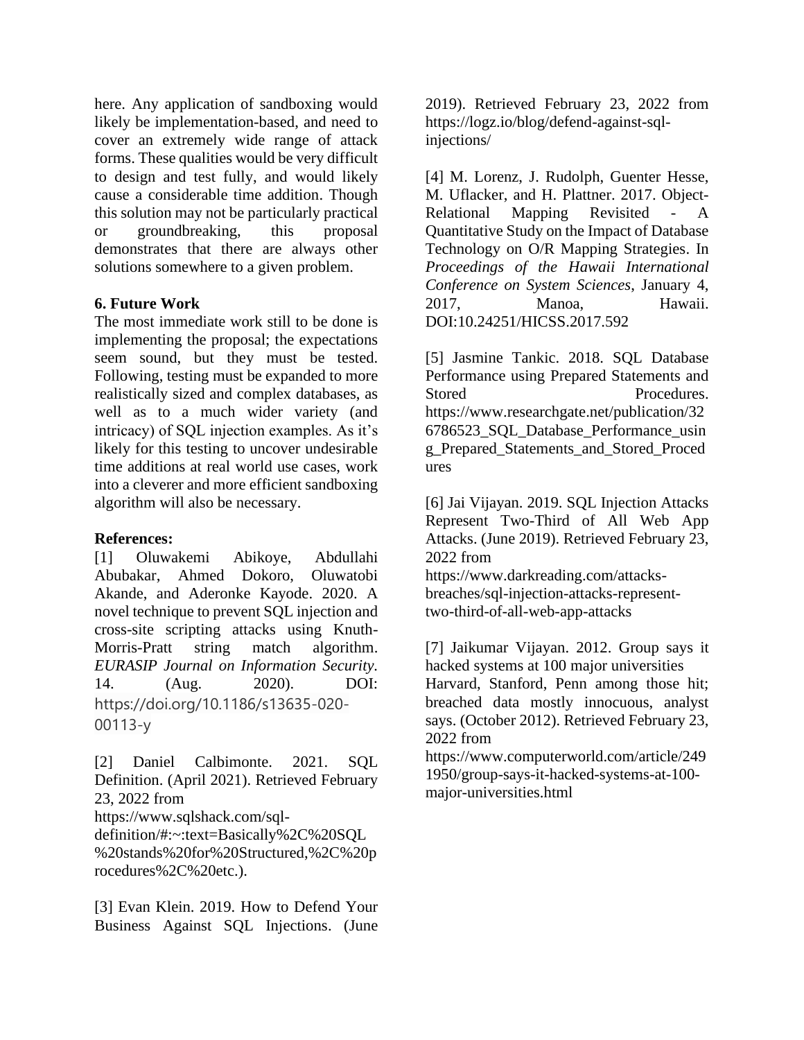here. Any application of sandboxing would likely be implementation-based, and need to cover an extremely wide range of attack forms. These qualities would be very difficult to design and test fully, and would likely cause a considerable time addition. Though this solution may not be particularly practical or groundbreaking, this proposal demonstrates that there are always other solutions somewhere to a given problem.

## 6. Future Work

The most immediate work still to be done is implementing the proposal; the expectations seem sound, but they must be tested. Following, testing must be expanded to more realistically sized and complex databases, as well as to a much wider variety (and intricacy) of SQL injection examples. As it's likely for this testing to uncover undesirable time additions at real world use cases, work into a cleverer and more efficient sandboxing algorithm will also be necessary.

## References:

[1] Oluwakemi Abikoye, Abdullahi Abubakar, Ahmed Dokoro, Oluwatobi Akande, and Aderonke Kayode. 2020. A novel technique to prevent SQL injection and cross-site scripting attacks using Knuth-Morris-Pratt string match algorithm. *EURASIP Journal on Information Security*. 14. (Aug. 2020). DOI: https://doi.org/10.1186/s13635-020-00113-y

[2] Daniel Calbimonte. 2021. SQL Definition. (April 2021). Retrieved February 23, 2022 from https://www.sqlshack.com/sql-definition/#:~:text=Basically%2C%20SQL%20stands%20for%20Structured,%2C%20procedures%2C%20etc.).

[3] Evan Klein. 2019. How to Defend Your Business Against SQL Injections. (June 2019). Retrieved February 23, 2022 from https://logz.io/blog/defend-against-sql-injections/

[4] M. Lorenz, J. Rudolph, Guenter Hesse, M. Uflacker, and H. Plattner. 2017. Object-Relational Mapping Revisited - A Quantitative Study on the Impact of Database Technology on O/R Mapping Strategies. In *Proceedings of the Hawaii International Conference on System Sciences*, January 4, 2017, Manoa, Hawaii. DOI:10.24251/HICSS.2017.592

[5] Jasmine Tankic. 2018. SQL Database Performance using Prepared Statements and Stored Procedures. https://www.researchgate.net/publication/326786523_SQL_Database_Performance_using_Prepared_Statements_and_Stored_Procedures

[6] Jai Vijayan. 2019. SQL Injection Attacks Represent Two-Third of All Web App Attacks. (June 2019). Retrieved February 23, 2022 from https://www.darkreading.com/attacks-breaches/sql-injection-attacks-represent-two-third-of-all-web-app-attacks

[7] Jaikumar Vijayan. 2012. Group says it hacked systems at 100 major universities Harvard, Stanford, Penn among those hit; breached data mostly innocuous, analyst says. (October 2012). Retrieved February 23, 2022 from https://www.computerworld.com/article/2491950/group-says-it-hacked-systems-at-100-major-universities.html